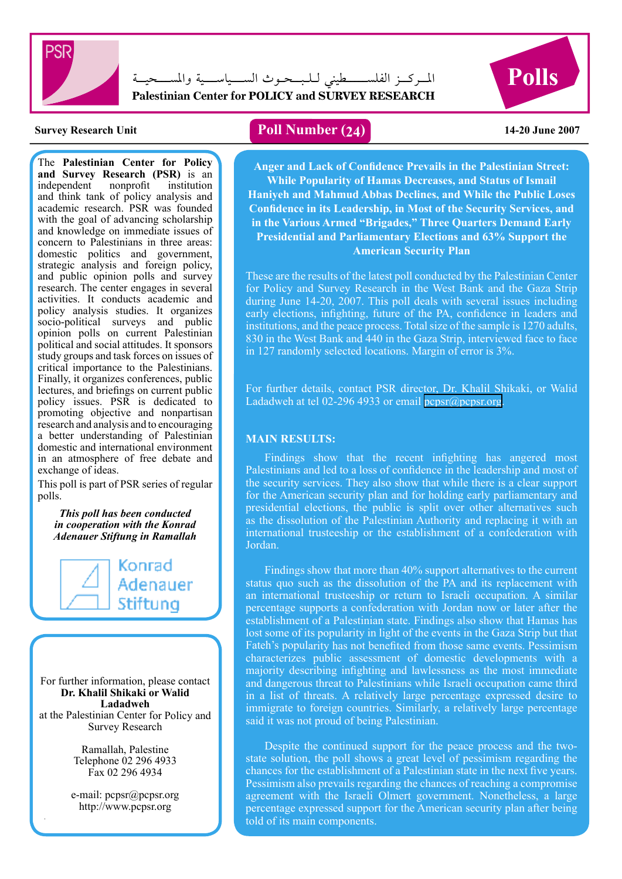PSR

المـركـز الفلسـطيني للبحوث السياسية والمسحية

**Palestinian Center for POLICY and SURVEY RESEARCH**

**Polls**

**Survey Research Unit** | **Poll Number (24)** | **14-20 June 2007**

## Anger and Lack of Confidence Prevails in the Palestinian Street: While Popularity of Hamas Decreases, and Status of Ismail Haniyeh and Mahmud Abbas Declines, and While the Public Loses Confidence in its Leadership, in Most of the Security Services, and in the Various Armed "Brigades," Three Quarters Demand Early Presidential and Parliamentary Elections and 63% Support the American Security Plan

These are the results of the latest poll conducted by the Palestinian Center for Policy and Survey Research in the West Bank and the Gaza Strip during June 14-20, 2007. This poll deals with several issues including early elections, infighting, future of the PA, confidence in leaders and institutions, and the peace process. Total size of the sample is 1270 adults, 830 in the West Bank and 440 in the Gaza Strip, interviewed face to face in 127 randomly selected locations. Margin of error is 3%.

For further details, contact PSR director, Dr. Khalil Shikaki, or Walid Ladadweh at tel 02-296 4933 or email pcpsr@pcpsr.org.

### MAIN RESULTS:

Findings show that the recent infighting has angered most Palestinians and led to a loss of confidence in the leadership and most of the security services. They also show that while there is a clear support for the American security plan and for holding early parliamentary and presidential elections, the public is split over other alternatives such as the dissolution of the Palestinian Authority and replacing it with an international trusteeship or the establishment of a confederation with Jordan.

Findings show that more than 40% support alternatives to the current status quo such as the dissolution of the PA and its replacement with an international trusteeship or return to Israeli occupation. A similar percentage supports a confederation with Jordan now or later after the establishment of a Palestinian state. Findings also show that Hamas has lost some of its popularity in light of the events in the Gaza Strip but that Fateh's popularity has not benefited from those same events. Pessimism characterizes public assessment of domestic developments with a majority describing infighting and lawlessness as the most immediate and dangerous threat to Palestinians while Israeli occupation came third in a list of threats. A relatively large percentage expressed desire to immigrate to foreign countries. Similarly, a relatively large percentage said it was not proud of being Palestinian.

Despite the continued support for the peace process and the two-state solution, the poll shows a great level of pessimism regarding the chances for the establishment of a Palestinian state in the next five years. Pessimism also prevails regarding the chances of reaching a compromise agreement with the Israeli Olmert government. Nonetheless, a large percentage expressed support for the American security plan after being told of its main components.

---

The **Palestinian Center for Policy and Survey Research (PSR)** is an independent nonprofit institution and think tank of policy analysis and academic research. PSR was founded with the goal of advancing scholarship and knowledge on immediate issues of concern to Palestinians in three areas: domestic politics and government, strategic analysis and foreign policy, and public opinion polls and survey research. The center engages in several activities. It conducts academic and policy analysis studies. It organizes socio-political surveys and public opinion polls on current Palestinian political and social attitudes. It sponsors study groups and task forces on issues of critical importance to the Palestinians. Finally, it organizes conferences, public lectures, and briefings on current public policy issues. PSR is dedicated to promoting objective and nonpartisan research and analysis and to encouraging a better understanding of Palestinian domestic and international environment in an atmosphere of free debate and exchange of ideas.

This poll is part of PSR series of regular polls.

***This poll has been conducted in cooperation with the Konrad Adenauer Stiftung in Ramallah***

Konrad Adenauer Stiftung

For further information, please contact
**Dr. Khalil Shikaki or Walid Ladadweh**
at the Palestinian Center for Policy and Survey Research

Ramallah, Palestine
Telephone 02 296 4933
Fax 02 296 4934

e-mail: pcpsr@pcpsr.org
http://www.pcpsr.org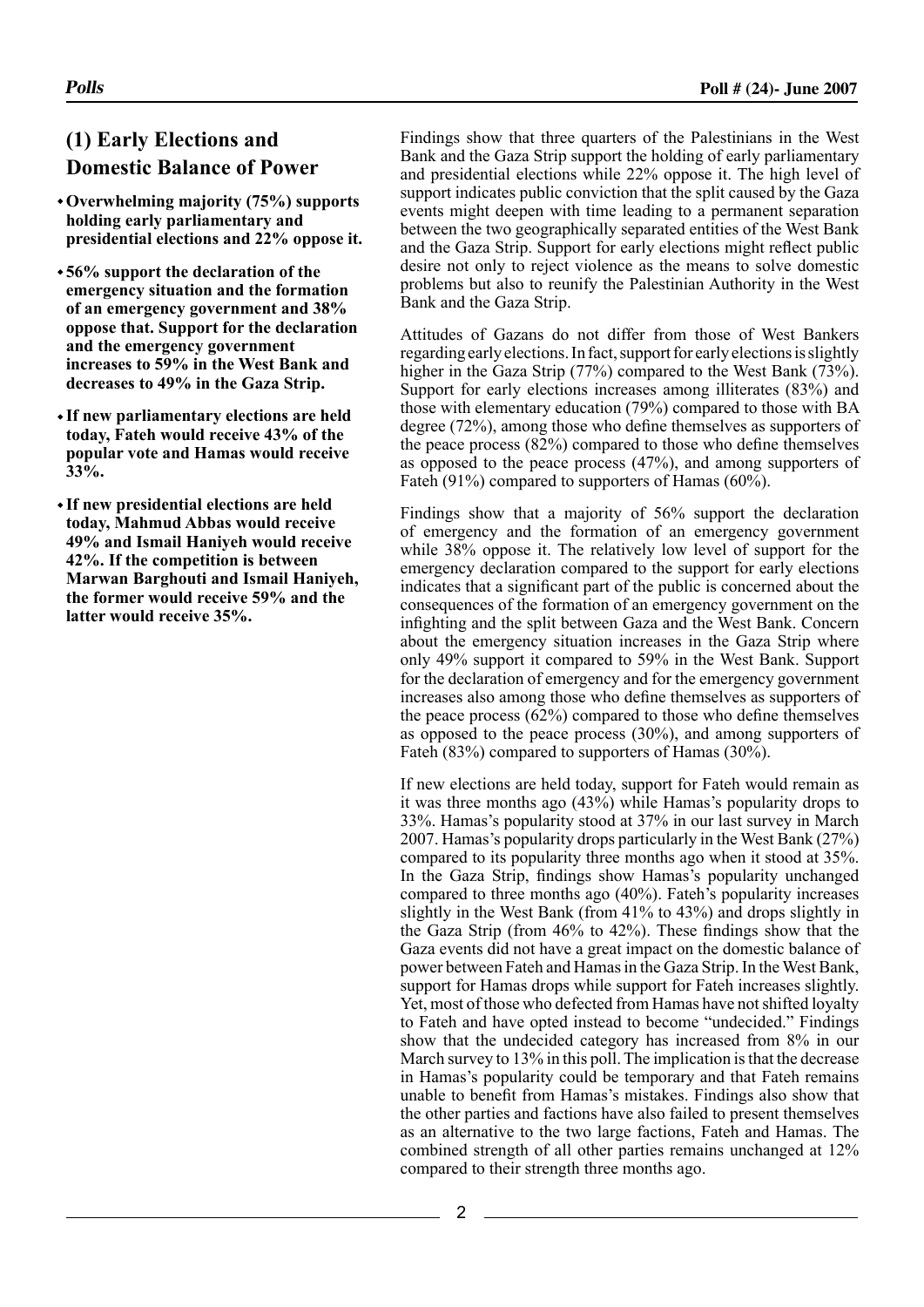## (1) Early Elections and Domestic Balance of Power

- **Overwhelming majority (75%) supports holding early parliamentary and presidential elections and 22% oppose it.**
- **56% support the declaration of the emergency situation and the formation of an emergency government and 38% oppose that. Support for the declaration and the emergency government increases to 59% in the West Bank and decreases to 49% in the Gaza Strip.**
- **If new parliamentary elections are held today, Fateh would receive 43% of the popular vote and Hamas would receive 33%.**
- **If new presidential elections are held today, Mahmud Abbas would receive 49% and Ismail Haniyeh would receive 42%. If the competition is between Marwan Barghouti and Ismail Haniyeh, the former would receive 59% and the latter would receive 35%.**

Findings show that three quarters of the Palestinians in the West Bank and the Gaza Strip support the holding of early parliamentary and presidential elections while 22% oppose it. The high level of support indicates public conviction that the split caused by the Gaza events might deepen with time leading to a permanent separation between the two geographically separated entities of the West Bank and the Gaza Strip. Support for early elections might reflect public desire not only to reject violence as the means to solve domestic problems but also to reunify the Palestinian Authority in the West Bank and the Gaza Strip.

Attitudes of Gazans do not differ from those of West Bankers regarding early elections. In fact, support for early elections is slightly higher in the Gaza Strip (77%) compared to the West Bank (73%). Support for early elections increases among illiterates (83%) and those with elementary education (79%) compared to those with BA degree (72%), among those who define themselves as supporters of the peace process (82%) compared to those who define themselves as opposed to the peace process (47%), and among supporters of Fateh (91%) compared to supporters of Hamas (60%).

Findings show that a majority of 56% support the declaration of emergency and the formation of an emergency government while 38% oppose it. The relatively low level of support for the emergency declaration compared to the support for early elections indicates that a significant part of the public is concerned about the consequences of the formation of an emergency government on the infighting and the split between Gaza and the West Bank. Concern about the emergency situation increases in the Gaza Strip where only 49% support it compared to 59% in the West Bank. Support for the declaration of emergency and for the emergency government increases also among those who define themselves as supporters of the peace process (62%) compared to those who define themselves as opposed to the peace process (30%), and among supporters of Fateh (83%) compared to supporters of Hamas (30%).

If new elections are held today, support for Fateh would remain as it was three months ago (43%) while Hamas's popularity drops to 33%. Hamas's popularity stood at 37% in our last survey in March 2007. Hamas's popularity drops particularly in the West Bank (27%) compared to its popularity three months ago when it stood at 35%. In the Gaza Strip, findings show Hamas's popularity unchanged compared to three months ago (40%). Fateh's popularity increases slightly in the West Bank (from 41% to 43%) and drops slightly in the Gaza Strip (from 46% to 42%). These findings show that the Gaza events did not have a great impact on the domestic balance of power between Fateh and Hamas in the Gaza Strip. In the West Bank, support for Hamas drops while support for Fateh increases slightly. Yet, most of those who defected from Hamas have not shifted loyalty to Fateh and have opted instead to become "undecided." Findings show that the undecided category has increased from 8% in our March survey to 13% in this poll. The implication is that the decrease in Hamas's popularity could be temporary and that Fateh remains unable to benefit from Hamas's mistakes. Findings also show that the other parties and factions have also failed to present themselves as an alternative to the two large factions, Fateh and Hamas. The combined strength of all other parties remains unchanged at 12% compared to their strength three months ago.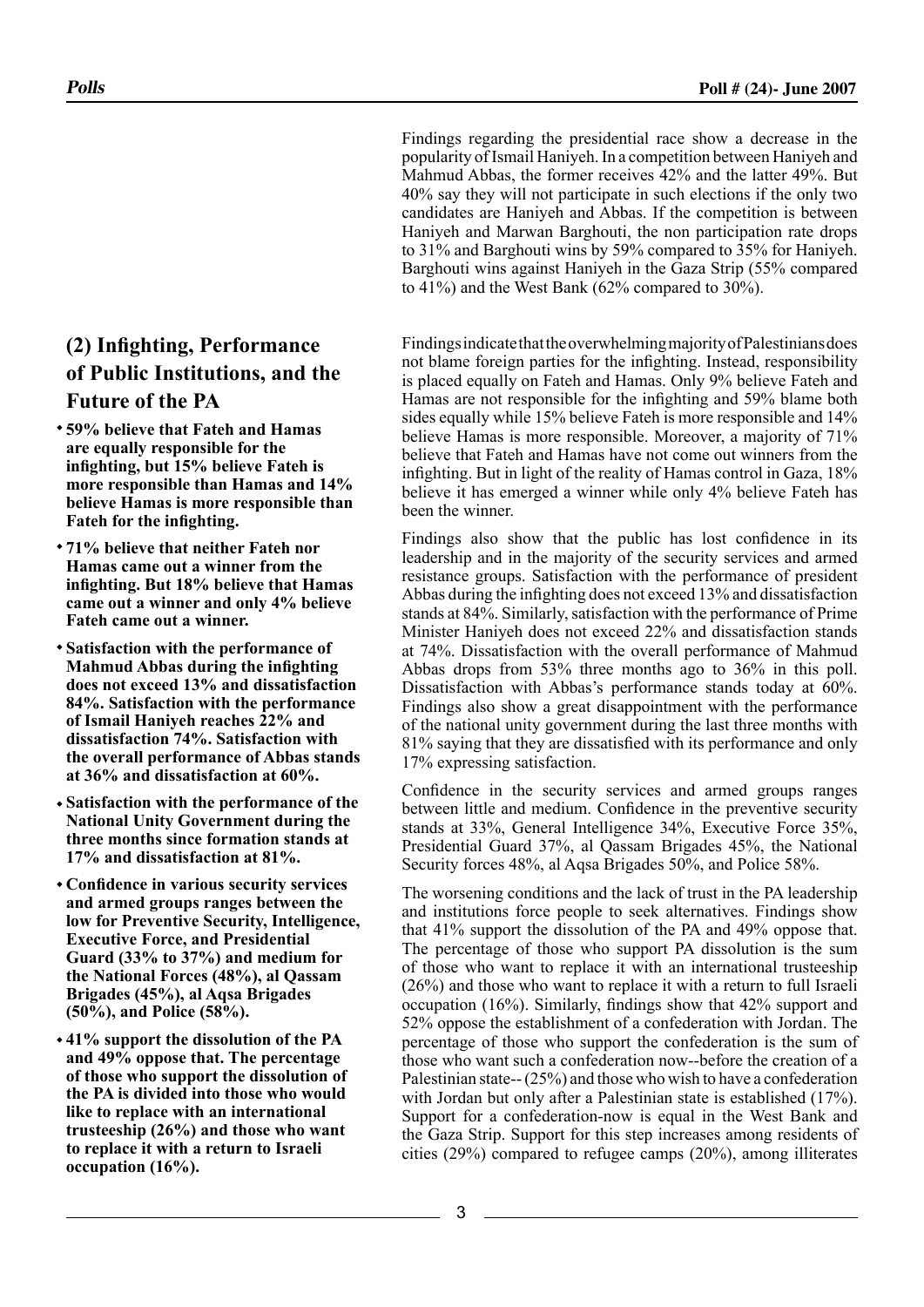Findings regarding the presidential race show a decrease in the popularity of Ismail Haniyeh. In a competition between Haniyeh and Mahmud Abbas, the former receives 42% and the latter 49%. But 40% say they will not participate in such elections if the only two candidates are Haniyeh and Abbas. If the competition is between Haniyeh and Marwan Barghouti, the non participation rate drops to 31% and Barghouti wins by 59% compared to 35% for Haniyeh. Barghouti wins against Haniyeh in the Gaza Strip (55% compared to 41%) and the West Bank (62% compared to 30%).

## (2) Infighting, Performance of Public Institutions, and the Future of the PA

- **59% believe that Fateh and Hamas are equally responsible for the infighting, but 15% believe Fateh is more responsible than Hamas and 14% believe Hamas is more responsible than Fateh for the infighting.**
- **71% believe that neither Fateh nor Hamas came out a winner from the infighting. But 18% believe that Hamas came out a winner and only 4% believe Fateh came out a winner.**
- **Satisfaction with the performance of Mahmud Abbas during the infighting does not exceed 13% and dissatisfaction 84%. Satisfaction with the performance of Ismail Haniyeh reaches 22% and dissatisfaction 74%. Satisfaction with the overall performance of Abbas stands at 36% and dissatisfaction at 60%.**
- **Satisfaction with the performance of the National Unity Government during the three months since formation stands at 17% and dissatisfaction at 81%.**
- **Confidence in various security services and armed groups ranges between the low for Preventive Security, Intelligence, Executive Force, and Presidential Guard (33% to 37%) and medium for the National Forces (48%), al Qassam Brigades (45%), al Aqsa Brigades (50%), and Police (58%).**
- **41% support the dissolution of the PA and 49% oppose that. The percentage of those who support the dissolution of the PA is divided into those who would like to replace with an international trusteeship (26%) and those who want to replace it with a return to Israeli occupation (16%).**

Findings indicate that the overwhelming majority of Palestinians does not blame foreign parties for the infighting. Instead, responsibility is placed equally on Fateh and Hamas. Only 9% believe Fateh and Hamas are not responsible for the infighting and 59% blame both sides equally while 15% believe Fateh is more responsible and 14% believe Hamas is more responsible. Moreover, a majority of 71% believe that Fateh and Hamas have not come out winners from the infighting. But in light of the reality of Hamas control in Gaza, 18% believe it has emerged a winner while only 4% believe Fateh has been the winner.

Findings also show that the public has lost confidence in its leadership and in the majority of the security services and armed resistance groups. Satisfaction with the performance of president Abbas during the infighting does not exceed 13% and dissatisfaction stands at 84%. Similarly, satisfaction with the performance of Prime Minister Haniyeh does not exceed 22% and dissatisfaction stands at 74%. Dissatisfaction with the overall performance of Mahmud Abbas drops from 53% three months ago to 36% in this poll. Dissatisfaction with Abbas's performance stands today at 60%. Findings also show a great disappointment with the performance of the national unity government during the last three months with 81% saying that they are dissatisfied with its performance and only 17% expressing satisfaction.

Confidence in the security services and armed groups ranges between little and medium. Confidence in the preventive security stands at 33%, General Intelligence 34%, Executive Force 35%, Presidential Guard 37%, al Qassam Brigades 45%, the National Security forces 48%, al Aqsa Brigades 50%, and Police 58%.

The worsening conditions and the lack of trust in the PA leadership and institutions force people to seek alternatives. Findings show that 41% support the dissolution of the PA and 49% oppose that. The percentage of those who support PA dissolution is the sum of those who want to replace it with an international trusteeship (26%) and those who want to replace it with a return to full Israeli occupation (16%). Similarly, findings show that 42% support and 52% oppose the establishment of a confederation with Jordan. The percentage of those who support the confederation is the sum of those who want such a confederation now--before the creation of a Palestinian state-- (25%) and those who wish to have a confederation with Jordan but only after a Palestinian state is established (17%). Support for a confederation-now is equal in the West Bank and the Gaza Strip. Support for this step increases among residents of cities (29%) compared to refugee camps (20%), among illiterates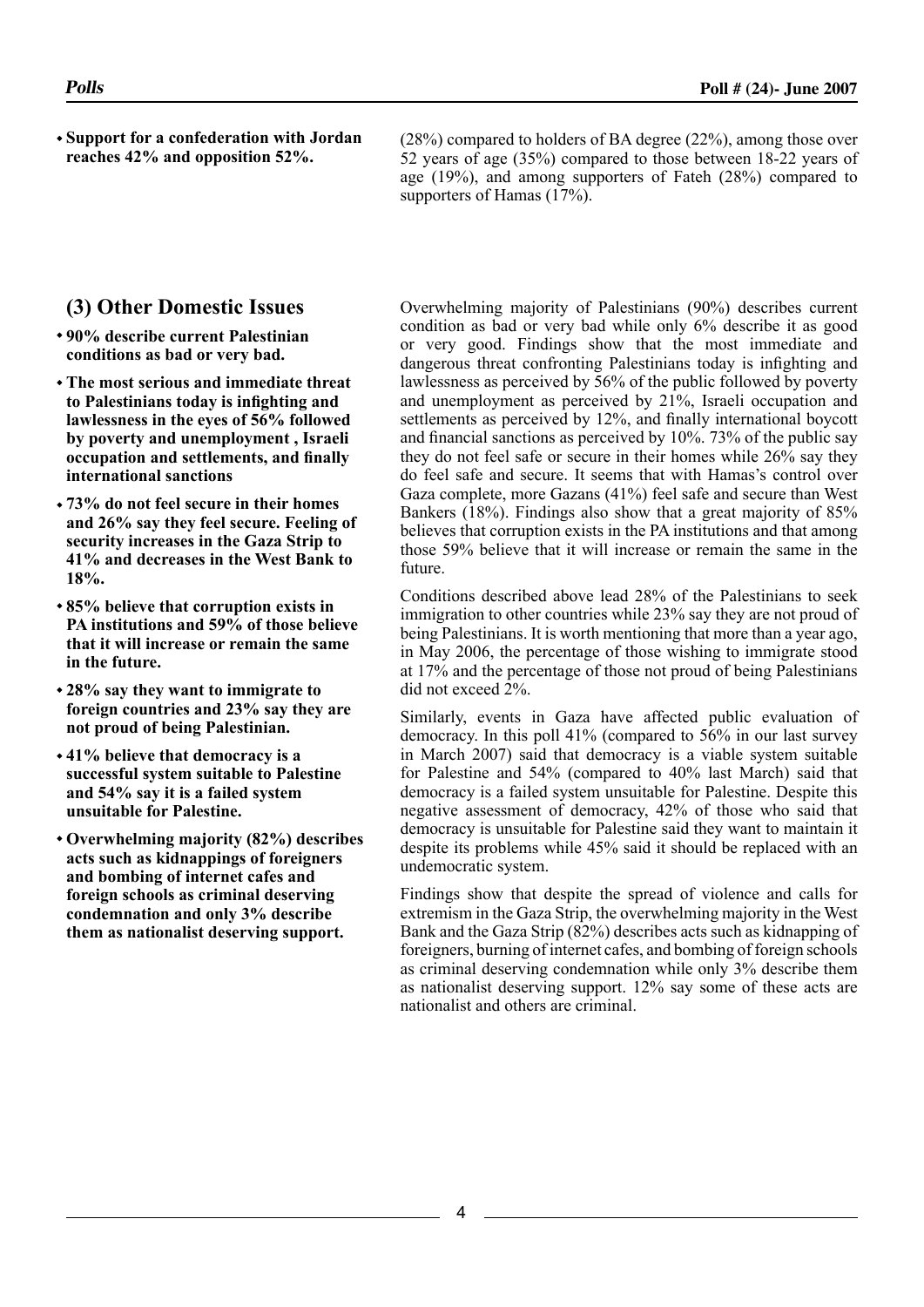- **Support for a confederation with Jordan reaches 42% and opposition 52%.**

(28%) compared to holders of BA degree (22%), among those over 52 years of age (35%) compared to those between 18-22 years of age (19%), and among supporters of Fateh (28%) compared to supporters of Hamas (17%).

## (3) Other Domestic Issues

- **90% describe current Palestinian conditions as bad or very bad.**
- **The most serious and immediate threat to Palestinians today is infighting and lawlessness in the eyes of 56% followed by poverty and unemployment , Israeli occupation and settlements, and finally international sanctions**
- **73% do not feel secure in their homes and 26% say they feel secure. Feeling of security increases in the Gaza Strip to 41% and decreases in the West Bank to 18%.**
- **85% believe that corruption exists in PA institutions and 59% of those believe that it will increase or remain the same in the future.**
- **28% say they want to immigrate to foreign countries and 23% say they are not proud of being Palestinian.**
- **41% believe that democracy is a successful system suitable to Palestine and 54% say it is a failed system unsuitable for Palestine.**
- **Overwhelming majority (82%) describes acts such as kidnappings of foreigners and bombing of internet cafes and foreign schools as criminal deserving condemnation and only 3% describe them as nationalist deserving support.**

Overwhelming majority of Palestinians (90%) describes current condition as bad or very bad while only 6% describe it as good or very good. Findings show that the most immediate and dangerous threat confronting Palestinians today is infighting and lawlessness as perceived by 56% of the public followed by poverty and unemployment as perceived by 21%, Israeli occupation and settlements as perceived by 12%, and finally international boycott and financial sanctions as perceived by 10%. 73% of the public say they do not feel safe or secure in their homes while 26% say they do feel safe and secure. It seems that with Hamas's control over Gaza complete, more Gazans (41%) feel safe and secure than West Bankers (18%). Findings also show that a great majority of 85% believes that corruption exists in the PA institutions and that among those 59% believe that it will increase or remain the same in the future.

Conditions described above lead 28% of the Palestinians to seek immigration to other countries while 23% say they are not proud of being Palestinians. It is worth mentioning that more than a year ago, in May 2006, the percentage of those wishing to immigrate stood at 17% and the percentage of those not proud of being Palestinians did not exceed 2%.

Similarly, events in Gaza have affected public evaluation of democracy. In this poll 41% (compared to 56% in our last survey in March 2007) said that democracy is a viable system suitable for Palestine and 54% (compared to 40% last March) said that democracy is a failed system unsuitable for Palestine. Despite this negative assessment of democracy, 42% of those who said that democracy is unsuitable for Palestine said they want to maintain it despite its problems while 45% said it should be replaced with an undemocratic system.

Findings show that despite the spread of violence and calls for extremism in the Gaza Strip, the overwhelming majority in the West Bank and the Gaza Strip (82%) describes acts such as kidnapping of foreigners, burning of internet cafes, and bombing of foreign schools as criminal deserving condemnation while only 3% describe them as nationalist deserving support. 12% say some of these acts are nationalist and others are criminal.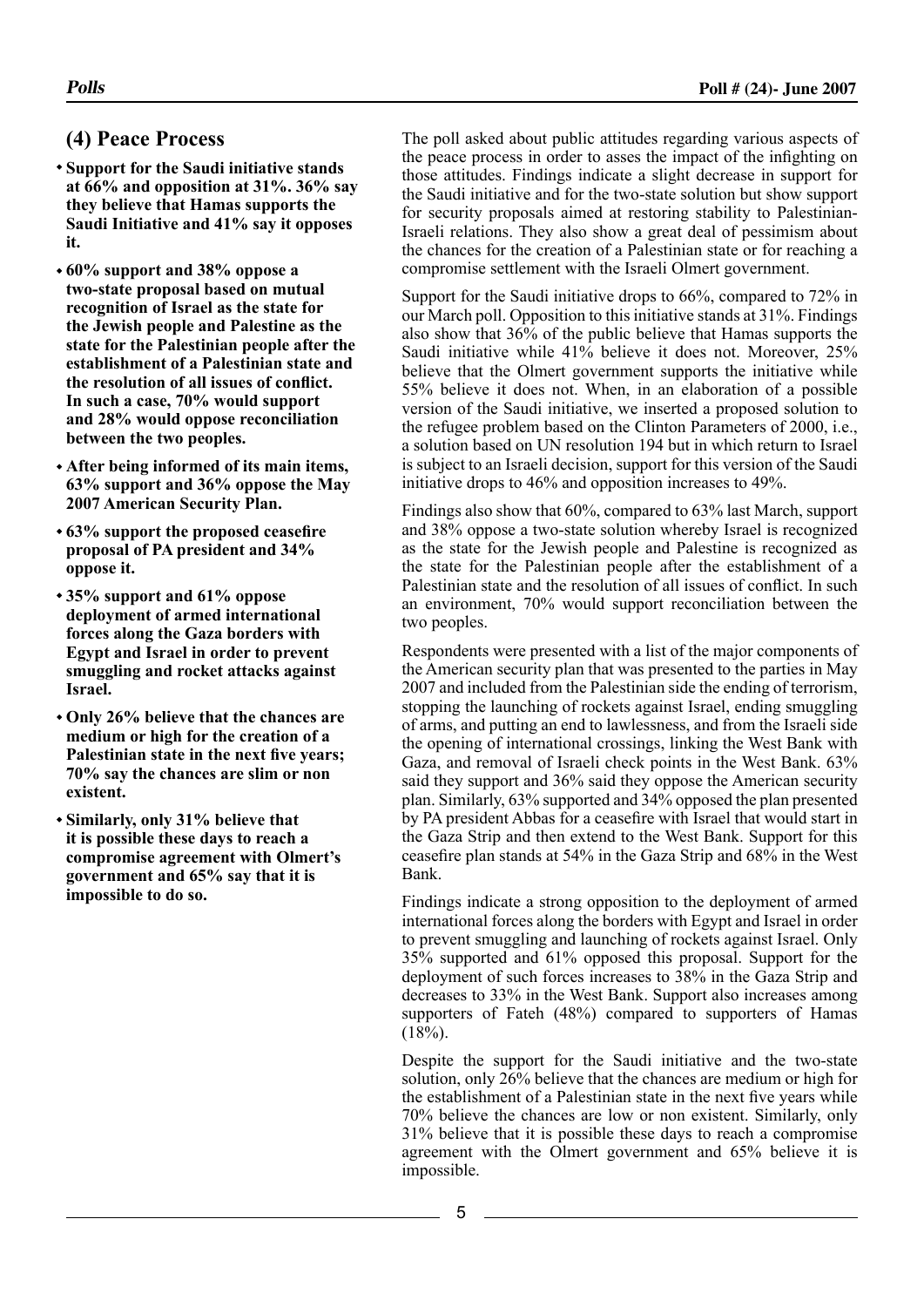## (4) Peace Process

- **Support for the Saudi initiative stands at 66% and opposition at 31%. 36% say they believe that Hamas supports the Saudi Initiative and 41% say it opposes it.**
- **60% support and 38% oppose a two-state proposal based on mutual recognition of Israel as the state for the Jewish people and Palestine as the state for the Palestinian people after the establishment of a Palestinian state and the resolution of all issues of conflict. In such a case, 70% would support and 28% would oppose reconciliation between the two peoples.**
- **After being informed of its main items, 63% support and 36% oppose the May 2007 American Security Plan.**
- **63% support the proposed ceasefire proposal of PA president and 34% oppose it.**
- **35% support and 61% oppose deployment of armed international forces along the Gaza borders with Egypt and Israel in order to prevent smuggling and rocket attacks against Israel.**
- **Only 26% believe that the chances are medium or high for the creation of a Palestinian state in the next five years; 70% say the chances are slim or non existent.**
- **Similarly, only 31% believe that it is possible these days to reach a compromise agreement with Olmert's government and 65% say that it is impossible to do so.**

The poll asked about public attitudes regarding various aspects of the peace process in order to asses the impact of the infighting on those attitudes. Findings indicate a slight decrease in support for the Saudi initiative and for the two-state solution but show support for security proposals aimed at restoring stability to Palestinian-Israeli relations. They also show a great deal of pessimism about the chances for the creation of a Palestinian state or for reaching a compromise settlement with the Israeli Olmert government.

Support for the Saudi initiative drops to 66%, compared to 72% in our March poll. Opposition to this initiative stands at 31%. Findings also show that 36% of the public believe that Hamas supports the Saudi initiative while 41% believe it does not. Moreover, 25% believe that the Olmert government supports the initiative while 55% believe it does not. When, in an elaboration of a possible version of the Saudi initiative, we inserted a proposed solution to the refugee problem based on the Clinton Parameters of 2000, i.e., a solution based on UN resolution 194 but in which return to Israel is subject to an Israeli decision, support for this version of the Saudi initiative drops to 46% and opposition increases to 49%.

Findings also show that 60%, compared to 63% last March, support and 38% oppose a two-state solution whereby Israel is recognized as the state for the Jewish people and Palestine is recognized as the state for the Palestinian people after the establishment of a Palestinian state and the resolution of all issues of conflict. In such an environment, 70% would support reconciliation between the two peoples.

Respondents were presented with a list of the major components of the American security plan that was presented to the parties in May 2007 and included from the Palestinian side the ending of terrorism, stopping the launching of rockets against Israel, ending smuggling of arms, and putting an end to lawlessness, and from the Israeli side the opening of international crossings, linking the West Bank with Gaza, and removal of Israeli check points in the West Bank. 63% said they support and 36% said they oppose the American security plan. Similarly, 63% supported and 34% opposed the plan presented by PA president Abbas for a ceasefire with Israel that would start in the Gaza Strip and then extend to the West Bank. Support for this ceasefire plan stands at 54% in the Gaza Strip and 68% in the West Bank.

Findings indicate a strong opposition to the deployment of armed international forces along the borders with Egypt and Israel in order to prevent smuggling and launching of rockets against Israel. Only 35% supported and 61% opposed this proposal. Support for the deployment of such forces increases to 38% in the Gaza Strip and decreases to 33% in the West Bank. Support also increases among supporters of Fateh (48%) compared to supporters of Hamas (18%).

Despite the support for the Saudi initiative and the two-state solution, only 26% believe that the chances are medium or high for the establishment of a Palestinian state in the next five years while 70% believe the chances are low or non existent. Similarly, only 31% believe that it is possible these days to reach a compromise agreement with the Olmert government and 65% believe it is impossible.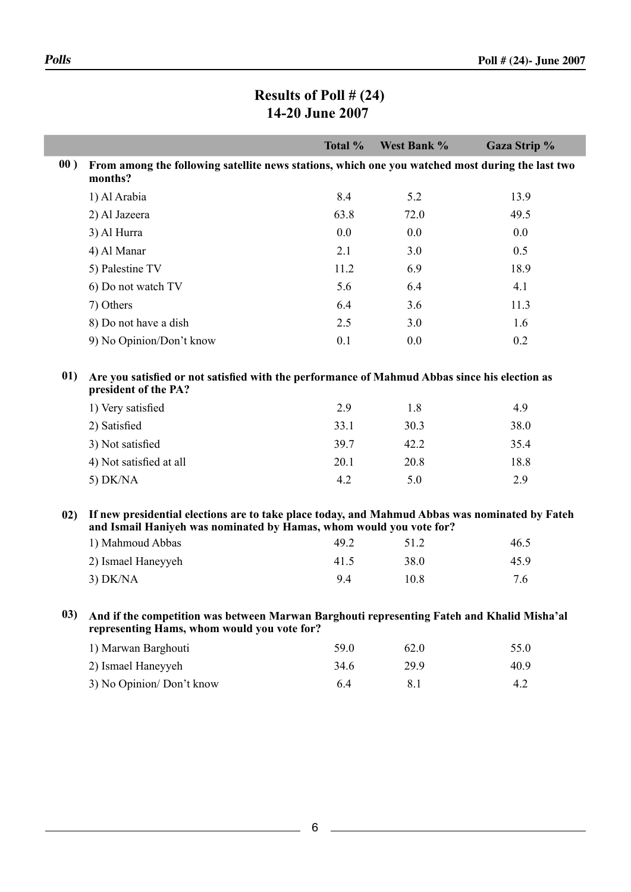## Results of Poll # (24)
## 14-20 June 2007

| | | Total % | West Bank % | Gaza Strip % |
|---|---|---|---|---|
| **00 )** | **From among the following satellite news stations, which one you watched most during the last two months?** | | | |
| | 1) Al Arabia | 8.4 | 5.2 | 13.9 |
| | 2) Al Jazeera | 63.8 | 72.0 | 49.5 |
| | 3) Al Hurra | 0.0 | 0.0 | 0.0 |
| | 4) Al Manar | 2.1 | 3.0 | 0.5 |
| | 5) Palestine TV | 11.2 | 6.9 | 18.9 |
| | 6) Do not watch TV | 5.6 | 6.4 | 4.1 |
| | 7) Others | 6.4 | 3.6 | 11.3 |
| | 8) Do not have a dish | 2.5 | 3.0 | 1.6 |
| | 9) No Opinion/Don't know | 0.1 | 0.0 | 0.2 |
| **01)** | **Are you satisfied or not satisfied with the performance of Mahmud Abbas since his election as president of the PA?** | | | |
| | 1) Very satisfied | 2.9 | 1.8 | 4.9 |
| | 2) Satisfied | 33.1 | 30.3 | 38.0 |
| | 3) Not satisfied | 39.7 | 42.2 | 35.4 |
| | 4) Not satisfied at all | 20.1 | 20.8 | 18.8 |
| | 5) DK/NA | 4.2 | 5.0 | 2.9 |
| **02)** | **If new presidential elections are to take place today, and Mahmud Abbas was nominated by Fateh and Ismail Haniyeh was nominated by Hamas, whom would you vote for?** | | | |
| | 1) Mahmoud Abbas | 49.2 | 51.2 | 46.5 |
| | 2) Ismael Haneyyeh | 41.5 | 38.0 | 45.9 |
| | 3) DK/NA | 9.4 | 10.8 | 7.6 |
| **03)** | **And if the competition was between Marwan Barghouti representing Fateh and Khalid Misha'al representing Hams, whom would you vote for?** | | | |
| | 1) Marwan Barghouti | 59.0 | 62.0 | 55.0 |
| | 2) Ismael Haneyyeh | 34.6 | 29.9 | 40.9 |
| | 3) No Opinion/ Don't know | 6.4 | 8.1 | 4.2 |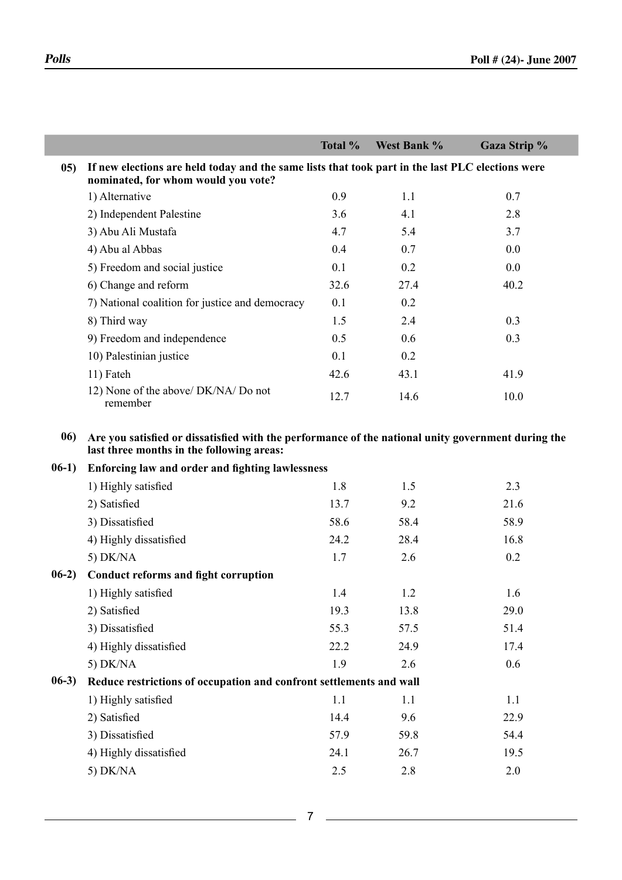| | | Total % | West Bank % | Gaza Strip % |
|---|---|---|---|---|
| **05)** | **If new elections are held today and the same lists that took part in the last PLC elections were nominated, for whom would you vote?** | | | |
| | 1) Alternative | 0.9 | 1.1 | 0.7 |
| | 2) Independent Palestine | 3.6 | 4.1 | 2.8 |
| | 3) Abu Ali Mustafa | 4.7 | 5.4 | 3.7 |
| | 4) Abu al Abbas | 0.4 | 0.7 | 0.0 |
| | 5) Freedom and social justice | 0.1 | 0.2 | 0.0 |
| | 6) Change and reform | 32.6 | 27.4 | 40.2 |
| | 7) National coalition for justice and democracy | 0.1 | 0.2 | |
| | 8) Third way | 1.5 | 2.4 | 0.3 |
| | 9) Freedom and independence | 0.5 | 0.6 | 0.3 |
| | 10) Palestinian justice | 0.1 | 0.2 | |
| | 11) Fateh | 42.6 | 43.1 | 41.9 |
| | 12) None of the above/ DK/NA/ Do not remember | 12.7 | 14.6 | 10.0 |
| **06)** | **Are you satisfied or dissatisfied with the performance of the national unity government during the last three months in the following areas:** | | | |
| **06-1)** | **Enforcing law and order and fighting lawlessness** | | | |
| | 1) Highly satisfied | 1.8 | 1.5 | 2.3 |
| | 2) Satisfied | 13.7 | 9.2 | 21.6 |
| | 3) Dissatisfied | 58.6 | 58.4 | 58.9 |
| | 4) Highly dissatisfied | 24.2 | 28.4 | 16.8 |
| | 5) DK/NA | 1.7 | 2.6 | 0.2 |
| **06-2)** | **Conduct reforms and fight corruption** | | | |
| | 1) Highly satisfied | 1.4 | 1.2 | 1.6 |
| | 2) Satisfied | 19.3 | 13.8 | 29.0 |
| | 3) Dissatisfied | 55.3 | 57.5 | 51.4 |
| | 4) Highly dissatisfied | 22.2 | 24.9 | 17.4 |
| | 5) DK/NA | 1.9 | 2.6 | 0.6 |
| **06-3)** | **Reduce restrictions of occupation and confront settlements and wall** | | | |
| | 1) Highly satisfied | 1.1 | 1.1 | 1.1 |
| | 2) Satisfied | 14.4 | 9.6 | 22.9 |
| | 3) Dissatisfied | 57.9 | 59.8 | 54.4 |
| | 4) Highly dissatisfied | 24.1 | 26.7 | 19.5 |
| | 5) DK/NA | 2.5 | 2.8 | 2.0 |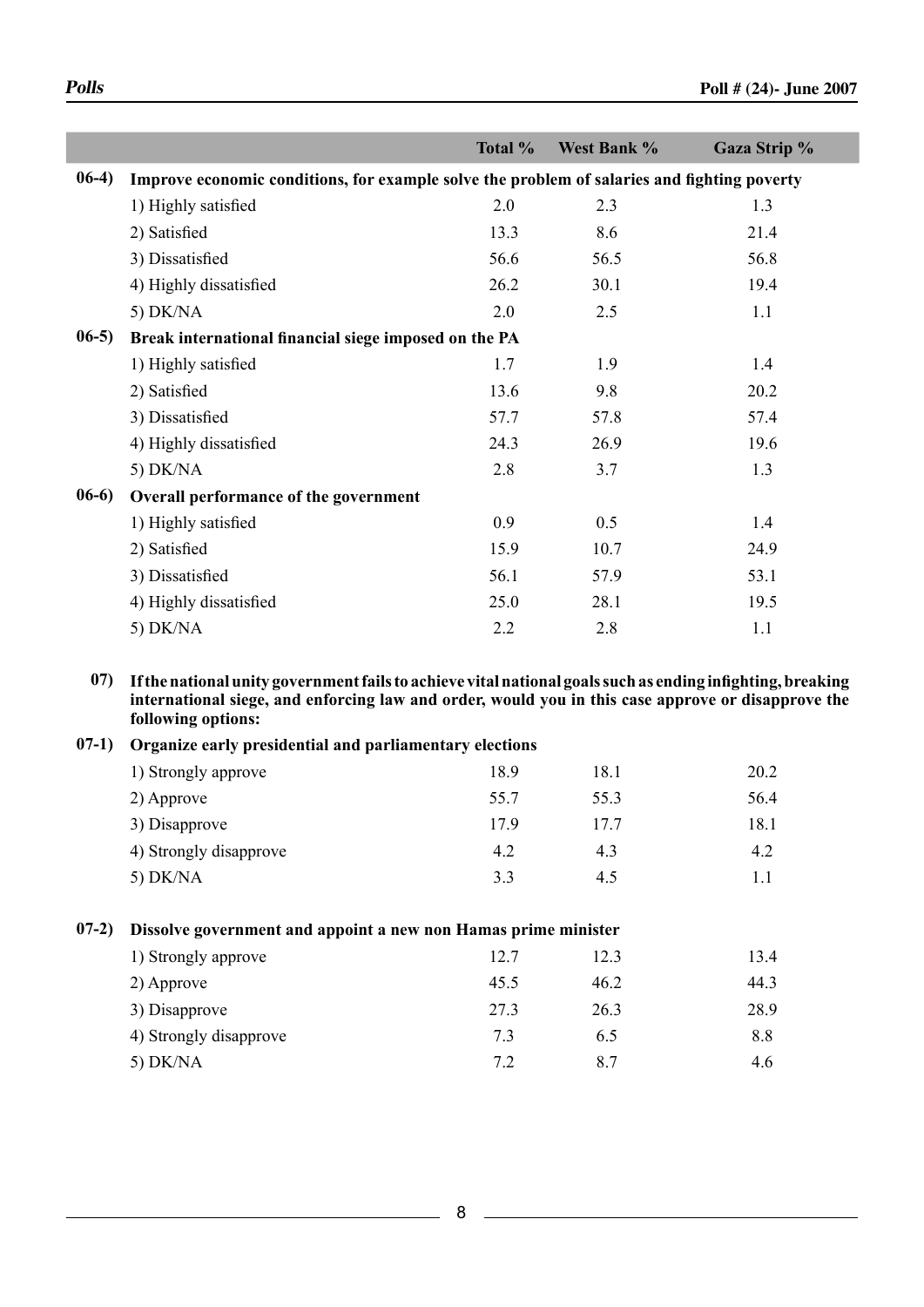| | | Total % | West Bank % | Gaza Strip % |
|---|---|---|---|---|
| **06-4)** | **Improve economic conditions, for example solve the problem of salaries and fighting poverty** | | | |
| | 1) Highly satisfied | 2.0 | 2.3 | 1.3 |
| | 2) Satisfied | 13.3 | 8.6 | 21.4 |
| | 3) Dissatisfied | 56.6 | 56.5 | 56.8 |
| | 4) Highly dissatisfied | 26.2 | 30.1 | 19.4 |
| | 5) DK/NA | 2.0 | 2.5 | 1.1 |
| **06-5)** | **Break international financial siege imposed on the PA** | | | |
| | 1) Highly satisfied | 1.7 | 1.9 | 1.4 |
| | 2) Satisfied | 13.6 | 9.8 | 20.2 |
| | 3) Dissatisfied | 57.7 | 57.8 | 57.4 |
| | 4) Highly dissatisfied | 24.3 | 26.9 | 19.6 |
| | 5) DK/NA | 2.8 | 3.7 | 1.3 |
| **06-6)** | **Overall performance of the government** | | | |
| | 1) Highly satisfied | 0.9 | 0.5 | 1.4 |
| | 2) Satisfied | 15.9 | 10.7 | 24.9 |
| | 3) Dissatisfied | 56.1 | 57.9 | 53.1 |
| | 4) Highly dissatisfied | 25.0 | 28.1 | 19.5 |
| | 5) DK/NA | 2.2 | 2.8 | 1.1 |
| **07)** | **If the national unity government fails to achieve vital national goals such as ending infighting, breaking international siege, and enforcing law and order, would you in this case approve or disapprove the following options:** | | | |
| **07-1)** | **Organize early presidential and parliamentary elections** | | | |
| | 1) Strongly approve | 18.9 | 18.1 | 20.2 |
| | 2) Approve | 55.7 | 55.3 | 56.4 |
| | 3) Disapprove | 17.9 | 17.7 | 18.1 |
| | 4) Strongly disapprove | 4.2 | 4.3 | 4.2 |
| | 5) DK/NA | 3.3 | 4.5 | 1.1 |
| **07-2)** | **Dissolve government and appoint a new non Hamas prime minister** | | | |
| | 1) Strongly approve | 12.7 | 12.3 | 13.4 |
| | 2) Approve | 45.5 | 46.2 | 44.3 |
| | 3) Disapprove | 27.3 | 26.3 | 28.9 |
| | 4) Strongly disapprove | 7.3 | 6.5 | 8.8 |
| | 5) DK/NA | 7.2 | 8.7 | 4.6 |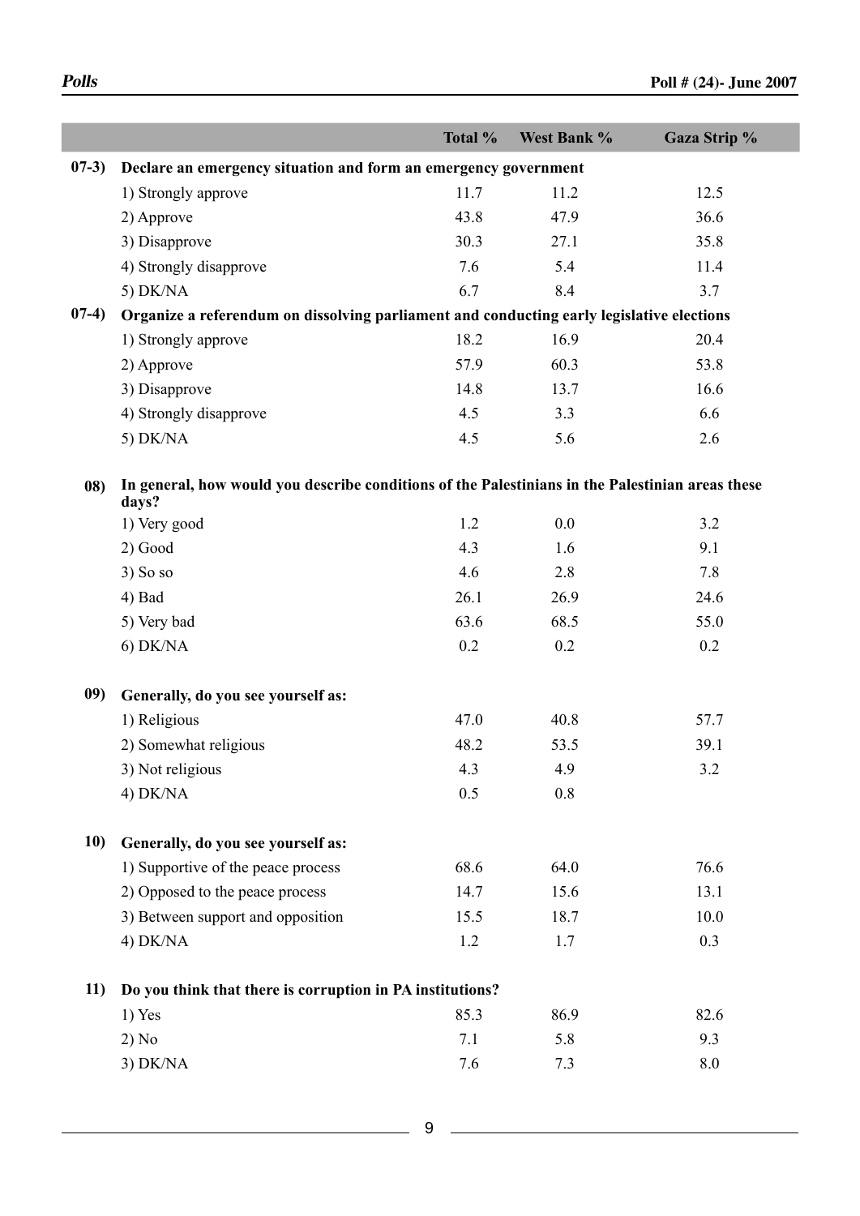| | | Total % | West Bank % | Gaza Strip % |
|---|---|---|---|---|
| **07-3)** | **Declare an emergency situation and form an emergency government** | | | |
| | 1) Strongly approve | 11.7 | 11.2 | 12.5 |
| | 2) Approve | 43.8 | 47.9 | 36.6 |
| | 3) Disapprove | 30.3 | 27.1 | 35.8 |
| | 4) Strongly disapprove | 7.6 | 5.4 | 11.4 |
| | 5) DK/NA | 6.7 | 8.4 | 3.7 |
| **07-4)** | **Organize a referendum on dissolving parliament and conducting early legislative elections** | | | |
| | 1) Strongly approve | 18.2 | 16.9 | 20.4 |
| | 2) Approve | 57.9 | 60.3 | 53.8 |
| | 3) Disapprove | 14.8 | 13.7 | 16.6 |
| | 4) Strongly disapprove | 4.5 | 3.3 | 6.6 |
| | 5) DK/NA | 4.5 | 5.6 | 2.6 |
| **08)** | **In general, how would you describe conditions of the Palestinians in the Palestinian areas these days?** | | | |
| | 1) Very good | 1.2 | 0.0 | 3.2 |
| | 2) Good | 4.3 | 1.6 | 9.1 |
| | 3) So so | 4.6 | 2.8 | 7.8 |
| | 4) Bad | 26.1 | 26.9 | 24.6 |
| | 5) Very bad | 63.6 | 68.5 | 55.0 |
| | 6) DK/NA | 0.2 | 0.2 | 0.2 |
| **09)** | **Generally, do you see yourself as:** | | | |
| | 1) Religious | 47.0 | 40.8 | 57.7 |
| | 2) Somewhat religious | 48.2 | 53.5 | 39.1 |
| | 3) Not religious | 4.3 | 4.9 | 3.2 |
| | 4) DK/NA | 0.5 | 0.8 | |
| **10)** | **Generally, do you see yourself as:** | | | |
| | 1) Supportive of the peace process | 68.6 | 64.0 | 76.6 |
| | 2) Opposed to the peace process | 14.7 | 15.6 | 13.1 |
| | 3) Between support and opposition | 15.5 | 18.7 | 10.0 |
| | 4) DK/NA | 1.2 | 1.7 | 0.3 |
| **11)** | **Do you think that there is corruption in PA institutions?** | | | |
| | 1) Yes | 85.3 | 86.9 | 82.6 |
| | 2) No | 7.1 | 5.8 | 9.3 |
| | 3) DK/NA | 7.6 | 7.3 | 8.0 |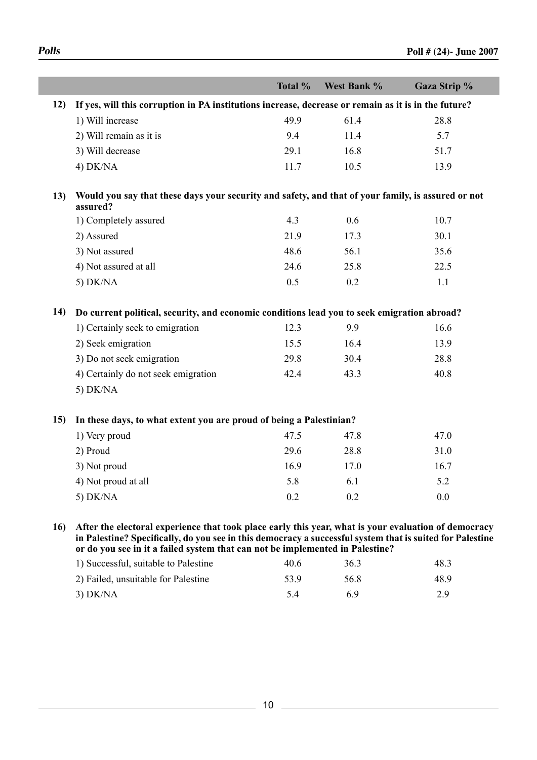| | Total % | West Bank % | Gaza Strip % |
|---|---|---|---|
| **12) If yes, will this corruption in PA institutions increase, decrease or remain as it is in the future?** | | | |
| 1) Will increase | 49.9 | 61.4 | 28.8 |
| 2) Will remain as it is | 9.4 | 11.4 | 5.7 |
| 3) Will decrease | 29.1 | 16.8 | 51.7 |
| 4) DK/NA | 11.7 | 10.5 | 13.9 |
| **13) Would you say that these days your security and safety, and that of your family, is assured or not assured?** | | | |
| 1) Completely assured | 4.3 | 0.6 | 10.7 |
| 2) Assured | 21.9 | 17.3 | 30.1 |
| 3) Not assured | 48.6 | 56.1 | 35.6 |
| 4) Not assured at all | 24.6 | 25.8 | 22.5 |
| 5) DK/NA | 0.5 | 0.2 | 1.1 |
| **14) Do current political, security, and economic conditions lead you to seek emigration abroad?** | | | |
| 1) Certainly seek to emigration | 12.3 | 9.9 | 16.6 |
| 2) Seek emigration | 15.5 | 16.4 | 13.9 |
| 3) Do not seek emigration | 29.8 | 30.4 | 28.8 |
| 4) Certainly do not seek emigration | 42.4 | 43.3 | 40.8 |
| 5) DK/NA | | | |
| **15) In these days, to what extent you are proud of being a Palestinian?** | | | |
| 1) Very proud | 47.5 | 47.8 | 47.0 |
| 2) Proud | 29.6 | 28.8 | 31.0 |
| 3) Not proud | 16.9 | 17.0 | 16.7 |
| 4) Not proud at all | 5.8 | 6.1 | 5.2 |
| 5) DK/NA | 0.2 | 0.2 | 0.0 |
| **16) After the electoral experience that took place early this year, what is your evaluation of democracy in Palestine? Specifically, do you see in this democracy a successful system that is suited for Palestine or do you see in it a failed system that can not be implemented in Palestine?** | | | |
| 1) Successful, suitable to Palestine | 40.6 | 36.3 | 48.3 |
| 2) Failed, unsuitable for Palestine | 53.9 | 56.8 | 48.9 |
| 3) DK/NA | 5.4 | 6.9 | 2.9 |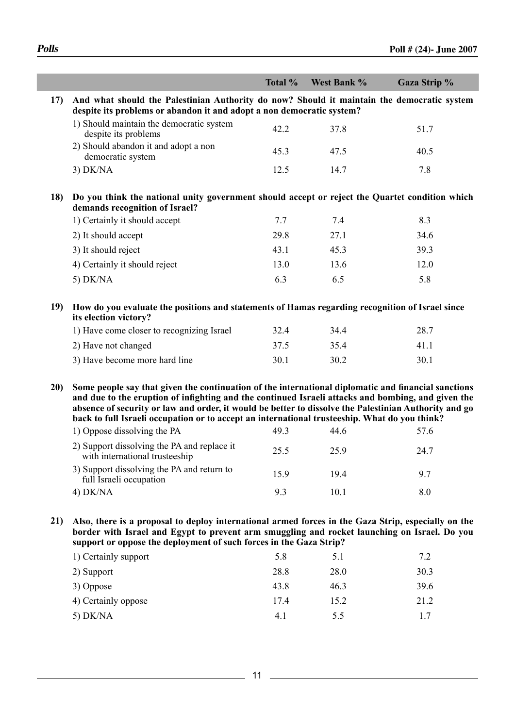| | Total % | West Bank % | Gaza Strip % |
|---|---|---|---|
| **17) And what should the Palestinian Authority do now? Should it maintain the democratic system despite its problems or abandon it and adopt a non democratic system?** | | | |
| 1) Should maintain the democratic system despite its problems | 42.2 | 37.8 | 51.7 |
| 2) Should abandon it and adopt a non democratic system | 45.3 | 47.5 | 40.5 |
| 3) DK/NA | 12.5 | 14.7 | 7.8 |
| **18) Do you think the national unity government should accept or reject the Quartet condition which demands recognition of Israel?** | | | |
| 1) Certainly it should accept | 7.7 | 7.4 | 8.3 |
| 2) It should accept | 29.8 | 27.1 | 34.6 |
| 3) It should reject | 43.1 | 45.3 | 39.3 |
| 4) Certainly it should reject | 13.0 | 13.6 | 12.0 |
| 5) DK/NA | 6.3 | 6.5 | 5.8 |
| **19) How do you evaluate the positions and statements of Hamas regarding recognition of Israel since its election victory?** | | | |
| 1) Have come closer to recognizing Israel | 32.4 | 34.4 | 28.7 |
| 2) Have not changed | 37.5 | 35.4 | 41.1 |
| 3) Have become more hard line | 30.1 | 30.2 | 30.1 |
| **20) Some people say that given the continuation of the international diplomatic and financial sanctions and due to the eruption of infighting and the continued Israeli attacks and bombing, and given the absence of security or law and order, it would be better to dissolve the Palestinian Authority and go back to full Israeli occupation or to accept an international trusteeship. What do you think?** | | | |
| 1) Oppose dissolving the PA | 49.3 | 44.6 | 57.6 |
| 2) Support dissolving the PA and replace it with international trusteeship | 25.5 | 25.9 | 24.7 |
| 3) Support dissolving the PA and return to full Israeli occupation | 15.9 | 19.4 | 9.7 |
| 4) DK/NA | 9.3 | 10.1 | 8.0 |
| **21) Also, there is a proposal to deploy international armed forces in the Gaza Strip, especially on the border with Israel and Egypt to prevent arm smuggling and rocket launching on Israel. Do you support or oppose the deployment of such forces in the Gaza Strip?** | | | |
| 1) Certainly support | 5.8 | 5.1 | 7.2 |
| 2) Support | 28.8 | 28.0 | 30.3 |
| 3) Oppose | 43.8 | 46.3 | 39.6 |
| 4) Certainly oppose | 17.4 | 15.2 | 21.2 |
| 5) DK/NA | 4.1 | 5.5 | 1.7 |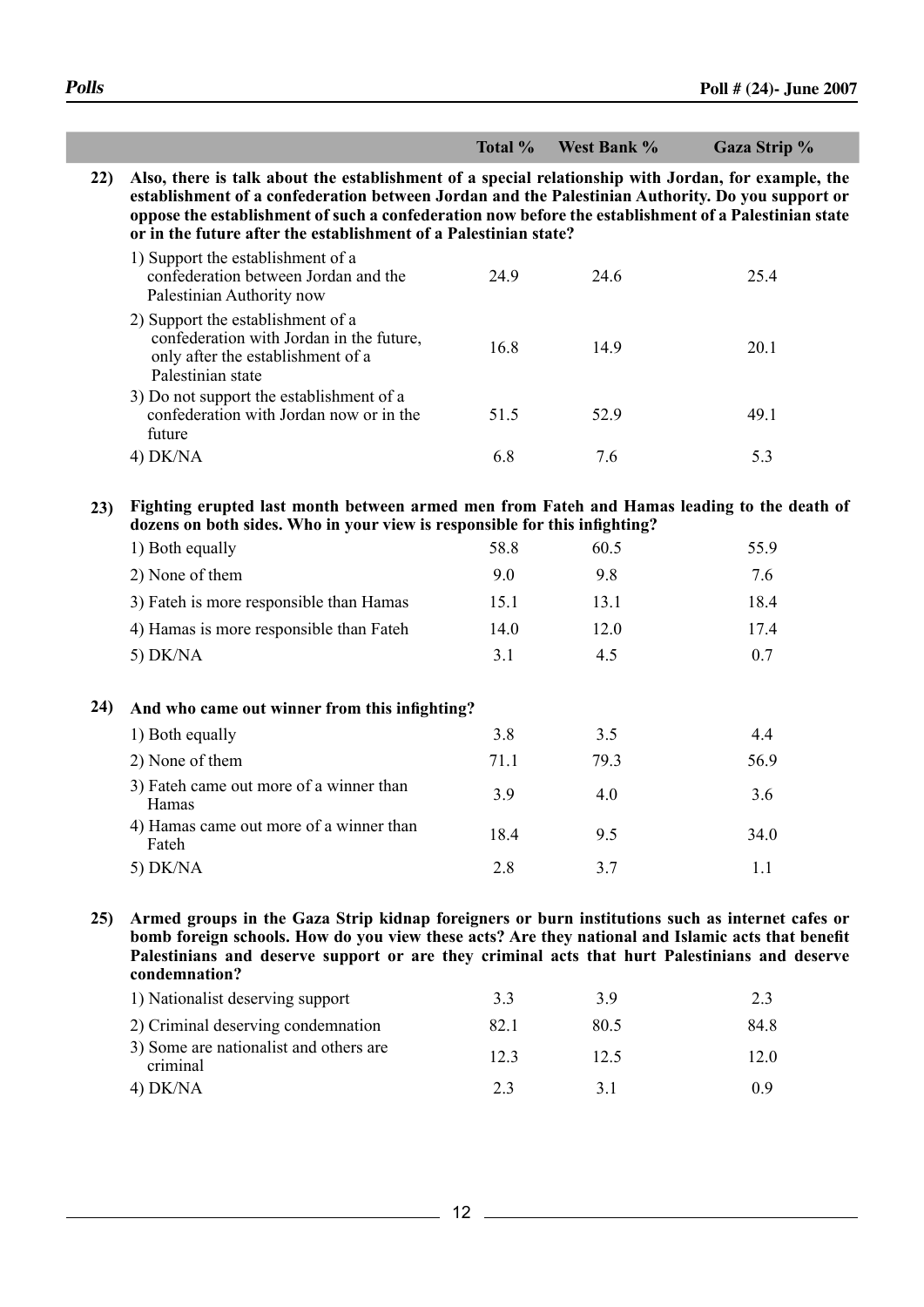| | | Total % | West Bank % | Gaza Strip % |
|---|---|---|---|---|
| **22)** | **Also, there is talk about the establishment of a special relationship with Jordan, for example, the establishment of a confederation between Jordan and the Palestinian Authority. Do you support or oppose the establishment of such a confederation now before the establishment of a Palestinian state or in the future after the establishment of a Palestinian state?** | | | |
| | 1) Support the establishment of a confederation between Jordan and the Palestinian Authority now | 24.9 | 24.6 | 25.4 |
| | 2) Support the establishment of a confederation with Jordan in the future, only after the establishment of a Palestinian state | 16.8 | 14.9 | 20.1 |
| | 3) Do not support the establishment of a confederation with Jordan now or in the future | 51.5 | 52.9 | 49.1 |
| | 4) DK/NA | 6.8 | 7.6 | 5.3 |
| **23)** | **Fighting erupted last month between armed men from Fateh and Hamas leading to the death of dozens on both sides. Who in your view is responsible for this infighting?** | | | |
| | 1) Both equally | 58.8 | 60.5 | 55.9 |
| | 2) None of them | 9.0 | 9.8 | 7.6 |
| | 3) Fateh is more responsible than Hamas | 15.1 | 13.1 | 18.4 |
| | 4) Hamas is more responsible than Fateh | 14.0 | 12.0 | 17.4 |
| | 5) DK/NA | 3.1 | 4.5 | 0.7 |
| **24)** | **And who came out winner from this infighting?** | | | |
| | 1) Both equally | 3.8 | 3.5 | 4.4 |
| | 2) None of them | 71.1 | 79.3 | 56.9 |
| | 3) Fateh came out more of a winner than Hamas | 3.9 | 4.0 | 3.6 |
| | 4) Hamas came out more of a winner than Fateh | 18.4 | 9.5 | 34.0 |
| | 5) DK/NA | 2.8 | 3.7 | 1.1 |
| **25)** | **Armed groups in the Gaza Strip kidnap foreigners or burn institutions such as internet cafes or bomb foreign schools. How do you view these acts? Are they national and Islamic acts that benefit Palestinians and deserve support or are they criminal acts that hurt Palestinians and deserve condemnation?** | | | |
| | 1) Nationalist deserving support | 3.3 | 3.9 | 2.3 |
| | 2) Criminal deserving condemnation | 82.1 | 80.5 | 84.8 |
| | 3) Some are nationalist and others are criminal | 12.3 | 12.5 | 12.0 |
| | 4) DK/NA | 2.3 | 3.1 | 0.9 |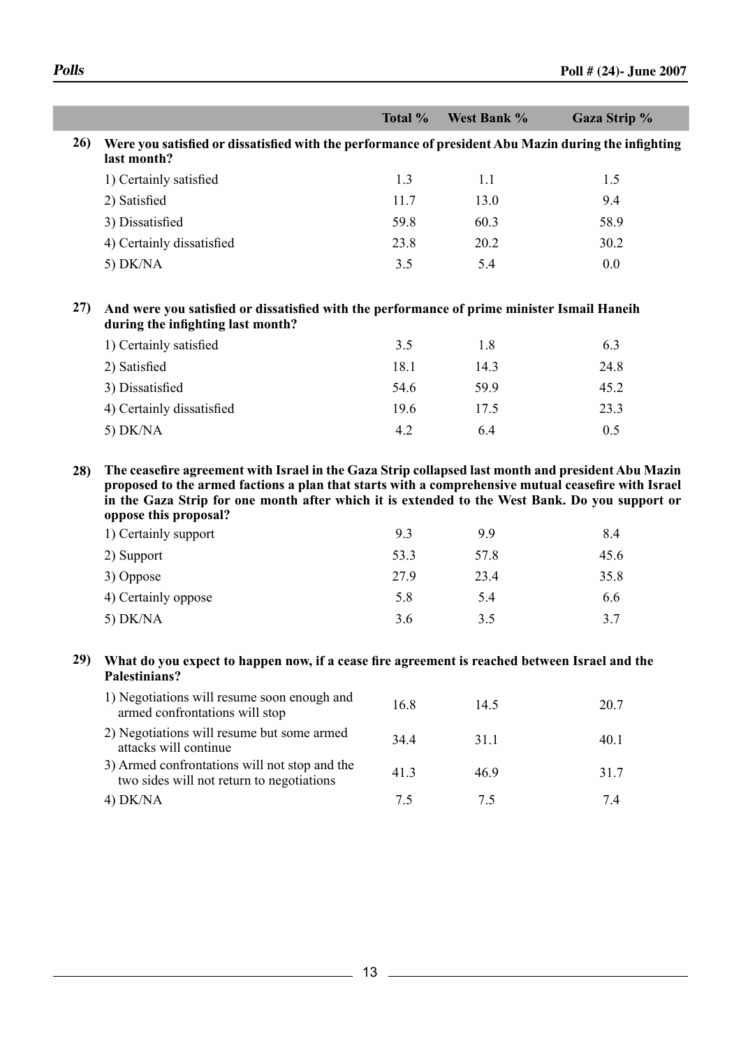| | | Total % | West Bank % | Gaza Strip % |
|---|---|---|---|---|
| **26)** | **Were you satisfied or dissatisfied with the performance of president Abu Mazin during the infighting last month?** | | | |
| | 1) Certainly satisfied | 1.3 | 1.1 | 1.5 |
| | 2) Satisfied | 11.7 | 13.0 | 9.4 |
| | 3) Dissatisfied | 59.8 | 60.3 | 58.9 |
| | 4) Certainly dissatisfied | 23.8 | 20.2 | 30.2 |
| | 5) DK/NA | 3.5 | 5.4 | 0.0 |
| **27)** | **And were you satisfied or dissatisfied with the performance of prime minister Ismail Haneih during the infighting last month?** | | | |
| | 1) Certainly satisfied | 3.5 | 1.8 | 6.3 |
| | 2) Satisfied | 18.1 | 14.3 | 24.8 |
| | 3) Dissatisfied | 54.6 | 59.9 | 45.2 |
| | 4) Certainly dissatisfied | 19.6 | 17.5 | 23.3 |
| | 5) DK/NA | 4.2 | 6.4 | 0.5 |
| **28)** | **The ceasefire agreement with Israel in the Gaza Strip collapsed last month and president Abu Mazin proposed to the armed factions a plan that starts with a comprehensive mutual ceasefire with Israel in the Gaza Strip for one month after which it is extended to the West Bank. Do you support or oppose this proposal?** | | | |
| | 1) Certainly support | 9.3 | 9.9 | 8.4 |
| | 2) Support | 53.3 | 57.8 | 45.6 |
| | 3) Oppose | 27.9 | 23.4 | 35.8 |
| | 4) Certainly oppose | 5.8 | 5.4 | 6.6 |
| | 5) DK/NA | 3.6 | 3.5 | 3.7 |
| **29)** | **What do you expect to happen now, if a cease fire agreement is reached between Israel and the Palestinians?** | | | |
| | 1) Negotiations will resume soon enough and armed confrontations will stop | 16.8 | 14.5 | 20.7 |
| | 2) Negotiations will resume but some armed attacks will continue | 34.4 | 31.1 | 40.1 |
| | 3) Armed confrontations will not stop and the two sides will not return to negotiations | 41.3 | 46.9 | 31.7 |
| | 4) DK/NA | 7.5 | 7.5 | 7.4 |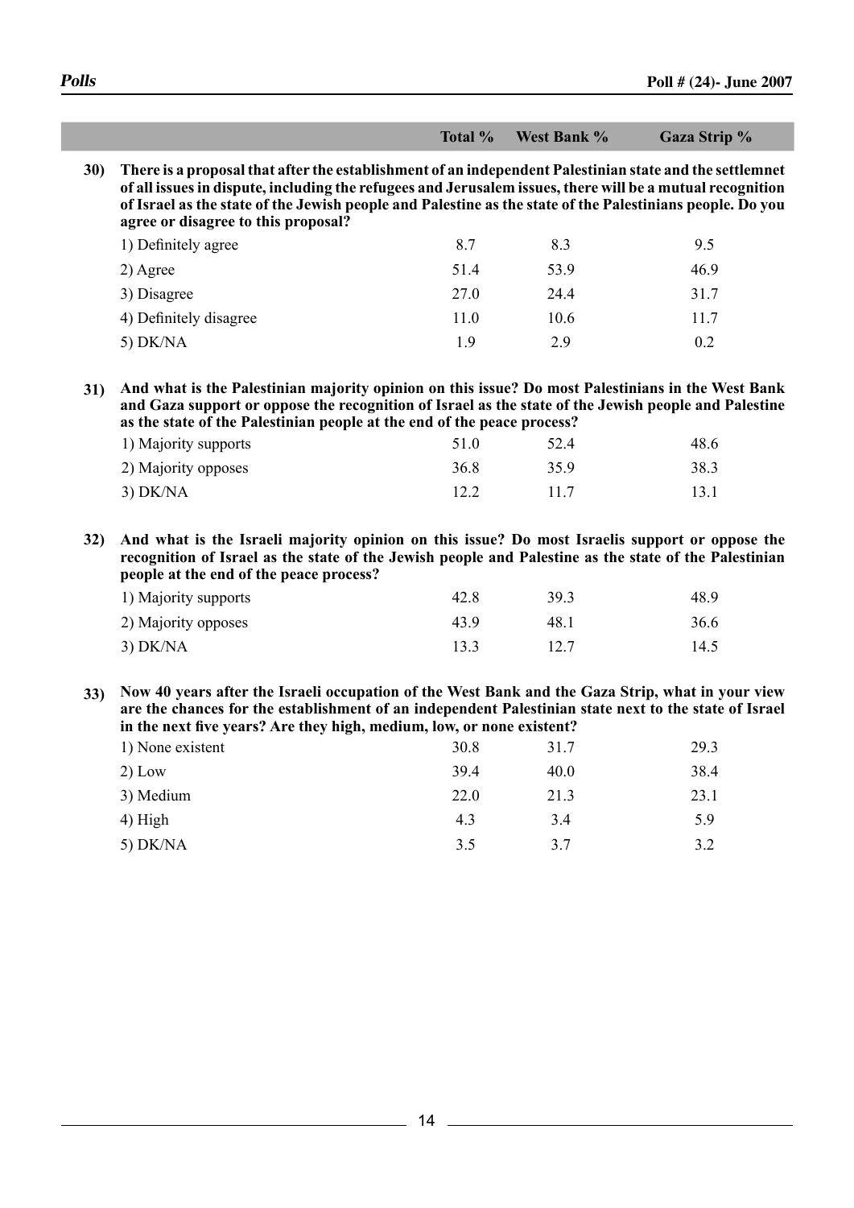| | Total % | West Bank % | Gaza Strip % |
|---|---|---|---|
| **30) There is a proposal that after the establishment of an independent Palestinian state and the settlemnet of all issues in dispute, including the refugees and Jerusalem issues, there will be a mutual recognition of Israel as the state of the Jewish people and Palestine as the state of the Palestinians people. Do you agree or disagree to this proposal?** | | | |
| 1) Definitely agree | 8.7 | 8.3 | 9.5 |
| 2) Agree | 51.4 | 53.9 | 46.9 |
| 3) Disagree | 27.0 | 24.4 | 31.7 |
| 4) Definitely disagree | 11.0 | 10.6 | 11.7 |
| 5) DK/NA | 1.9 | 2.9 | 0.2 |
| **31) And what is the Palestinian majority opinion on this issue? Do most Palestinians in the West Bank and Gaza support or oppose the recognition of Israel as the state of the Jewish people and Palestine as the state of the Palestinian people at the end of the peace process?** | | | |
| 1) Majority supports | 51.0 | 52.4 | 48.6 |
| 2) Majority opposes | 36.8 | 35.9 | 38.3 |
| 3) DK/NA | 12.2 | 11.7 | 13.1 |
| **32) And what is the Israeli majority opinion on this issue? Do most Israelis support or oppose the recognition of Israel as the state of the Jewish people and Palestine as the state of the Palestinian people at the end of the peace process?** | | | |
| 1) Majority supports | 42.8 | 39.3 | 48.9 |
| 2) Majority opposes | 43.9 | 48.1 | 36.6 |
| 3) DK/NA | 13.3 | 12.7 | 14.5 |
| **33) Now 40 years after the Israeli occupation of the West Bank and the Gaza Strip, what in your view are the chances for the establishment of an independent Palestinian state next to the state of Israel in the next five years? Are they high, medium, low, or none existent?** | | | |
| 1) None existent | 30.8 | 31.7 | 29.3 |
| 2) Low | 39.4 | 40.0 | 38.4 |
| 3) Medium | 22.0 | 21.3 | 23.1 |
| 4) High | 4.3 | 3.4 | 5.9 |
| 5) DK/NA | 3.5 | 3.7 | 3.2 |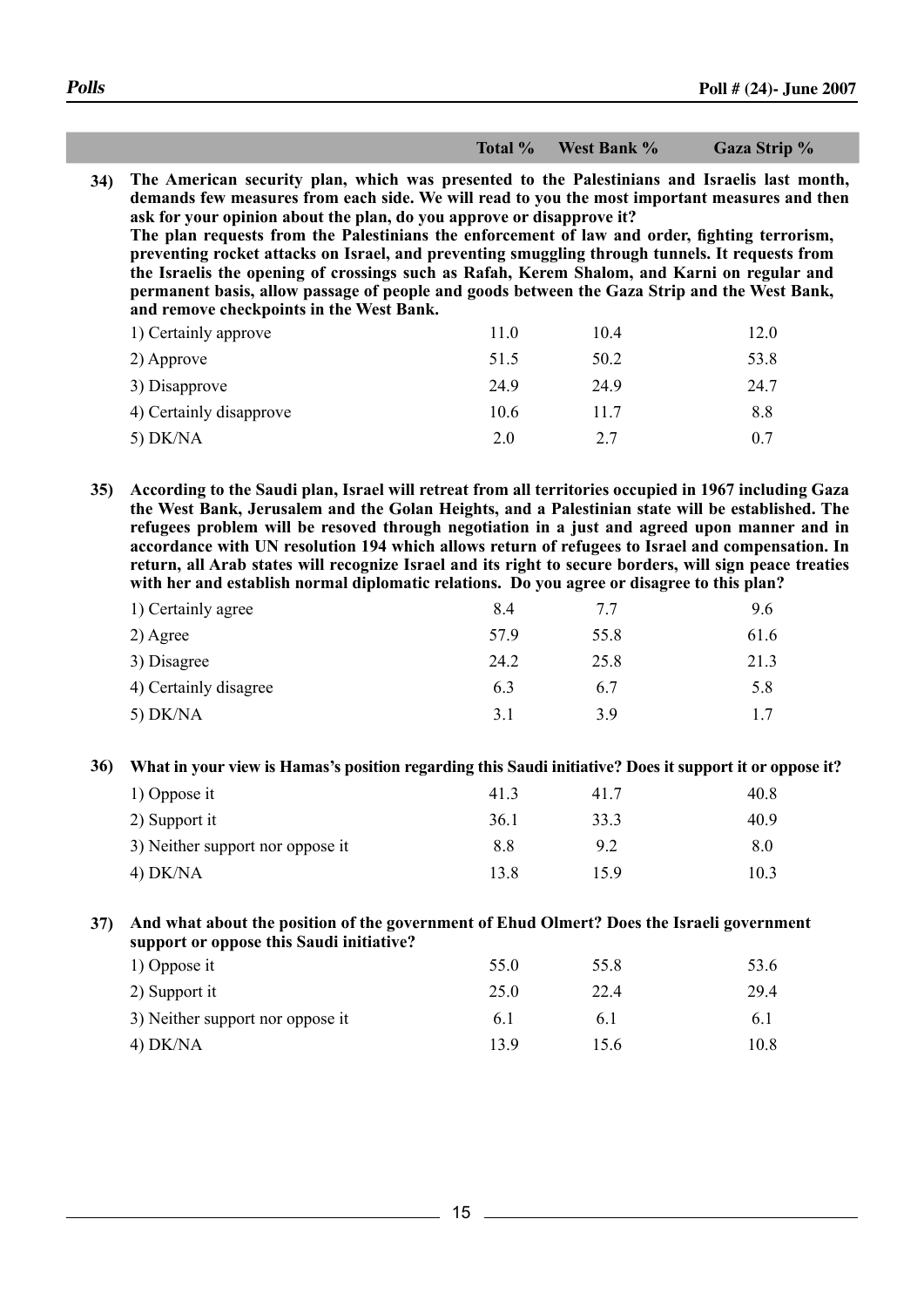| | Total % | West Bank % | Gaza Strip % |
|---|---|---|---|
| **34) The American security plan, which was presented to the Palestinians and Israelis last month, demands few measures from each side. We will read to you the most important measures and then ask for your opinion about the plan, do you approve or disapprove it? The plan requests from the Palestinians the enforcement of law and order, fighting terrorism, preventing rocket attacks on Israel, and preventing smuggling through tunnels. It requests from the Israelis the opening of crossings such as Rafah, Kerem Shalom, and Karni on regular and permanent basis, allow passage of people and goods between the Gaza Strip and the West Bank, and remove checkpoints in the West Bank.** | | | |
| 1) Certainly approve | 11.0 | 10.4 | 12.0 |
| 2) Approve | 51.5 | 50.2 | 53.8 |
| 3) Disapprove | 24.9 | 24.9 | 24.7 |
| 4) Certainly disapprove | 10.6 | 11.7 | 8.8 |
| 5) DK/NA | 2.0 | 2.7 | 0.7 |
| **35) According to the Saudi plan, Israel will retreat from all territories occupied in 1967 including Gaza the West Bank, Jerusalem and the Golan Heights, and a Palestinian state will be established. The refugees problem will be resoved through negotiation in a just and agreed upon manner and in accordance with UN resolution 194 which allows return of refugees to Israel and compensation. In return, all Arab states will recognize Israel and its right to secure borders, will sign peace treaties with her and establish normal diplomatic relations. Do you agree or disagree to this plan?** | | | |
| 1) Certainly agree | 8.4 | 7.7 | 9.6 |
| 2) Agree | 57.9 | 55.8 | 61.6 |
| 3) Disagree | 24.2 | 25.8 | 21.3 |
| 4) Certainly disagree | 6.3 | 6.7 | 5.8 |
| 5) DK/NA | 3.1 | 3.9 | 1.7 |
| **36) What in your view is Hamas's position regarding this Saudi initiative? Does it support it or oppose it?** | | | |
| 1) Oppose it | 41.3 | 41.7 | 40.8 |
| 2) Support it | 36.1 | 33.3 | 40.9 |
| 3) Neither support nor oppose it | 8.8 | 9.2 | 8.0 |
| 4) DK/NA | 13.8 | 15.9 | 10.3 |
| **37) And what about the position of the government of Ehud Olmert? Does the Israeli government support or oppose this Saudi initiative?** | | | |
| 1) Oppose it | 55.0 | 55.8 | 53.6 |
| 2) Support it | 25.0 | 22.4 | 29.4 |
| 3) Neither support nor oppose it | 6.1 | 6.1 | 6.1 |
| 4) DK/NA | 13.9 | 15.6 | 10.8 |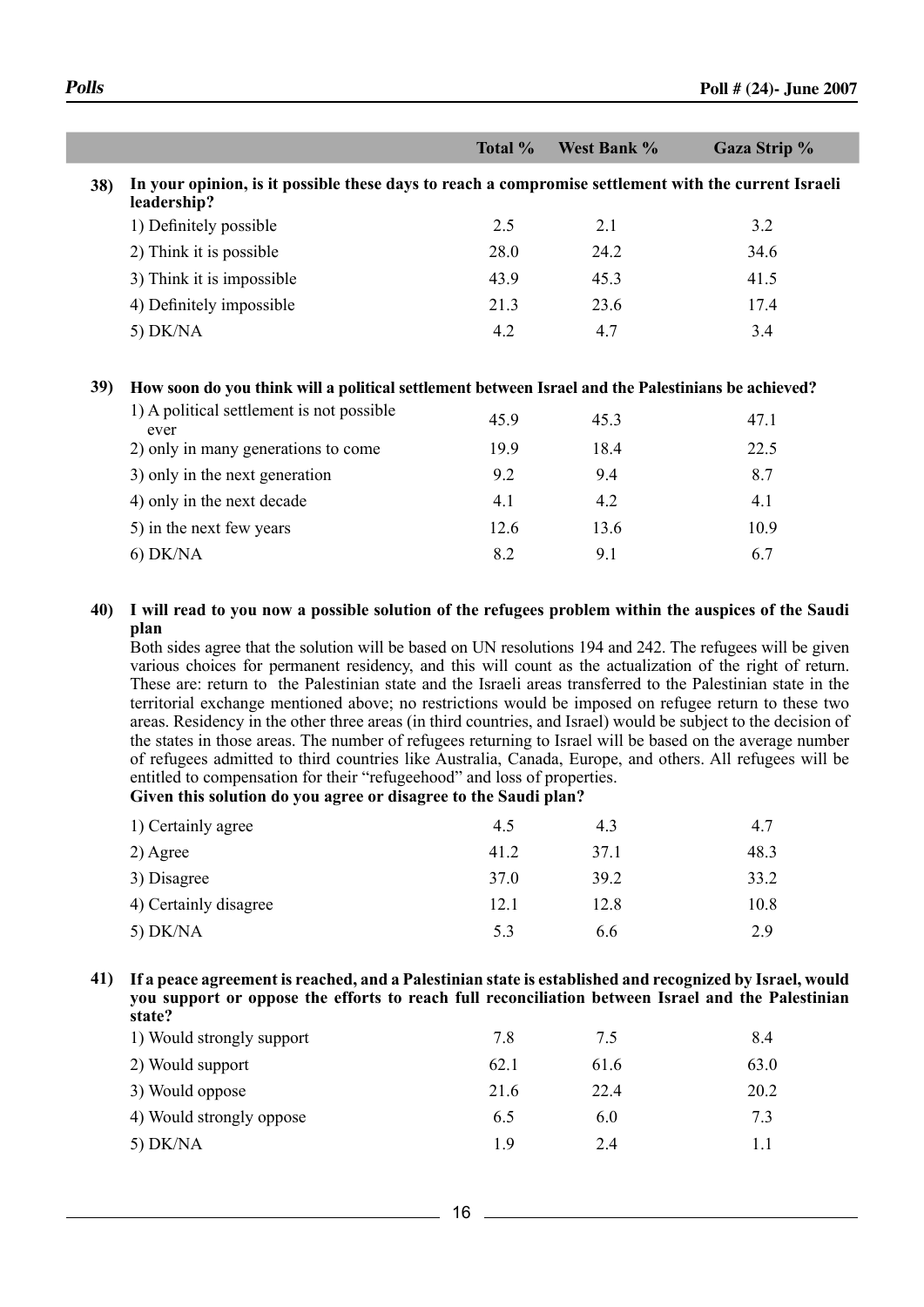| | Total % | West Bank % | Gaza Strip % |
|---|---|---|---|
| **38) In your opinion, is it possible these days to reach a compromise settlement with the current Israeli leadership?** | | | |
| 1) Definitely possible | 2.5 | 2.1 | 3.2 |
| 2) Think it is possible | 28.0 | 24.2 | 34.6 |
| 3) Think it is impossible | 43.9 | 45.3 | 41.5 |
| 4) Definitely impossible | 21.3 | 23.6 | 17.4 |
| 5) DK/NA | 4.2 | 4.7 | 3.4 |
| **39) How soon do you think will a political settlement between Israel and the Palestinians be achieved?** | | | |
| 1) A political settlement is not possible ever | 45.9 | 45.3 | 47.1 |
| 2) only in many generations to come | 19.9 | 18.4 | 22.5 |
| 3) only in the next generation | 9.2 | 9.4 | 8.7 |
| 4) only in the next decade | 4.1 | 4.2 | 4.1 |
| 5) in the next few years | 12.6 | 13.6 | 10.9 |
| 6) DK/NA | 8.2 | 9.1 | 6.7 |

**40) I will read to you now a possible solution of the refugees problem within the auspices of the Saudi plan**

Both sides agree that the solution will be based on UN resolutions 194 and 242. The refugees will be given various choices for permanent residency, and this will count as the actualization of the right of return. These are: return to the Palestinian state and the Israeli areas transferred to the Palestinian state in the territorial exchange mentioned above; no restrictions would be imposed on refugee return to these two areas. Residency in the other three areas (in third countries, and Israel) would be subject to the decision of the states in those areas. The number of refugees returning to Israel will be based on the average number of refugees admitted to third countries like Australia, Canada, Europe, and others. All refugees will be entitled to compensation for their "refugeehood" and loss of properties.

**Given this solution do you agree or disagree to the Saudi plan?**

| | Total % | West Bank % | Gaza Strip % |
|---|---|---|---|
| 1) Certainly agree | 4.5 | 4.3 | 4.7 |
| 2) Agree | 41.2 | 37.1 | 48.3 |
| 3) Disagree | 37.0 | 39.2 | 33.2 |
| 4) Certainly disagree | 12.1 | 12.8 | 10.8 |
| 5) DK/NA | 5.3 | 6.6 | 2.9 |

**41) If a peace agreement is reached, and a Palestinian state is established and recognized by Israel, would you support or oppose the efforts to reach full reconciliation between Israel and the Palestinian state?**

| | Total % | West Bank % | Gaza Strip % |
|---|---|---|---|
| 1) Would strongly support | 7.8 | 7.5 | 8.4 |
| 2) Would support | 62.1 | 61.6 | 63.0 |
| 3) Would oppose | 21.6 | 22.4 | 20.2 |
| 4) Would strongly oppose | 6.5 | 6.0 | 7.3 |
| 5) DK/NA | 1.9 | 2.4 | 1.1 |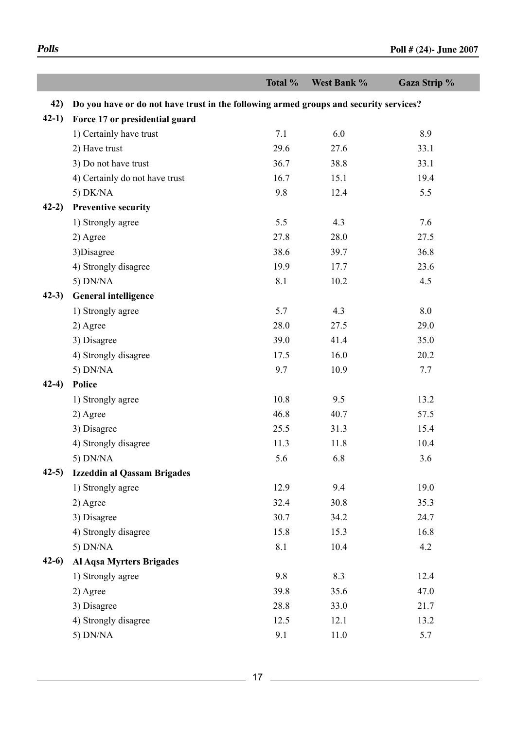| | | Total % | West Bank % | Gaza Strip % |
|---|---|---|---|---|
| **42)** | **Do you have or do not have trust in the following armed groups and security services?** | | | |
| **42-1)** | **Force 17 or presidential guard** | | | |
| | 1) Certainly have trust | 7.1 | 6.0 | 8.9 |
| | 2) Have trust | 29.6 | 27.6 | 33.1 |
| | 3) Do not have trust | 36.7 | 38.8 | 33.1 |
| | 4) Certainly do not have trust | 16.7 | 15.1 | 19.4 |
| | 5) DK/NA | 9.8 | 12.4 | 5.5 |
| **42-2)** | **Preventive security** | | | |
| | 1) Strongly agree | 5.5 | 4.3 | 7.6 |
| | 2) Agree | 27.8 | 28.0 | 27.5 |
| | 3)Disagree | 38.6 | 39.7 | 36.8 |
| | 4) Strongly disagree | 19.9 | 17.7 | 23.6 |
| | 5) DN/NA | 8.1 | 10.2 | 4.5 |
| **42-3)** | **General intelligence** | | | |
| | 1) Strongly agree | 5.7 | 4.3 | 8.0 |
| | 2) Agree | 28.0 | 27.5 | 29.0 |
| | 3) Disagree | 39.0 | 41.4 | 35.0 |
| | 4) Strongly disagree | 17.5 | 16.0 | 20.2 |
| | 5) DN/NA | 9.7 | 10.9 | 7.7 |
| **42-4)** | **Police** | | | |
| | 1) Strongly agree | 10.8 | 9.5 | 13.2 |
| | 2) Agree | 46.8 | 40.7 | 57.5 |
| | 3) Disagree | 25.5 | 31.3 | 15.4 |
| | 4) Strongly disagree | 11.3 | 11.8 | 10.4 |
| | 5) DN/NA | 5.6 | 6.8 | 3.6 |
| **42-5)** | **Izzeddin al Qassam Brigades** | | | |
| | 1) Strongly agree | 12.9 | 9.4 | 19.0 |
| | 2) Agree | 32.4 | 30.8 | 35.3 |
| | 3) Disagree | 30.7 | 34.2 | 24.7 |
| | 4) Strongly disagree | 15.8 | 15.3 | 16.8 |
| | 5) DN/NA | 8.1 | 10.4 | 4.2 |
| **42-6)** | **Al Aqsa Myrters Brigades** | | | |
| | 1) Strongly agree | 9.8 | 8.3 | 12.4 |
| | 2) Agree | 39.8 | 35.6 | 47.0 |
| | 3) Disagree | 28.8 | 33.0 | 21.7 |
| | 4) Strongly disagree | 12.5 | 12.1 | 13.2 |
| | 5) DN/NA | 9.1 | 11.0 | 5.7 |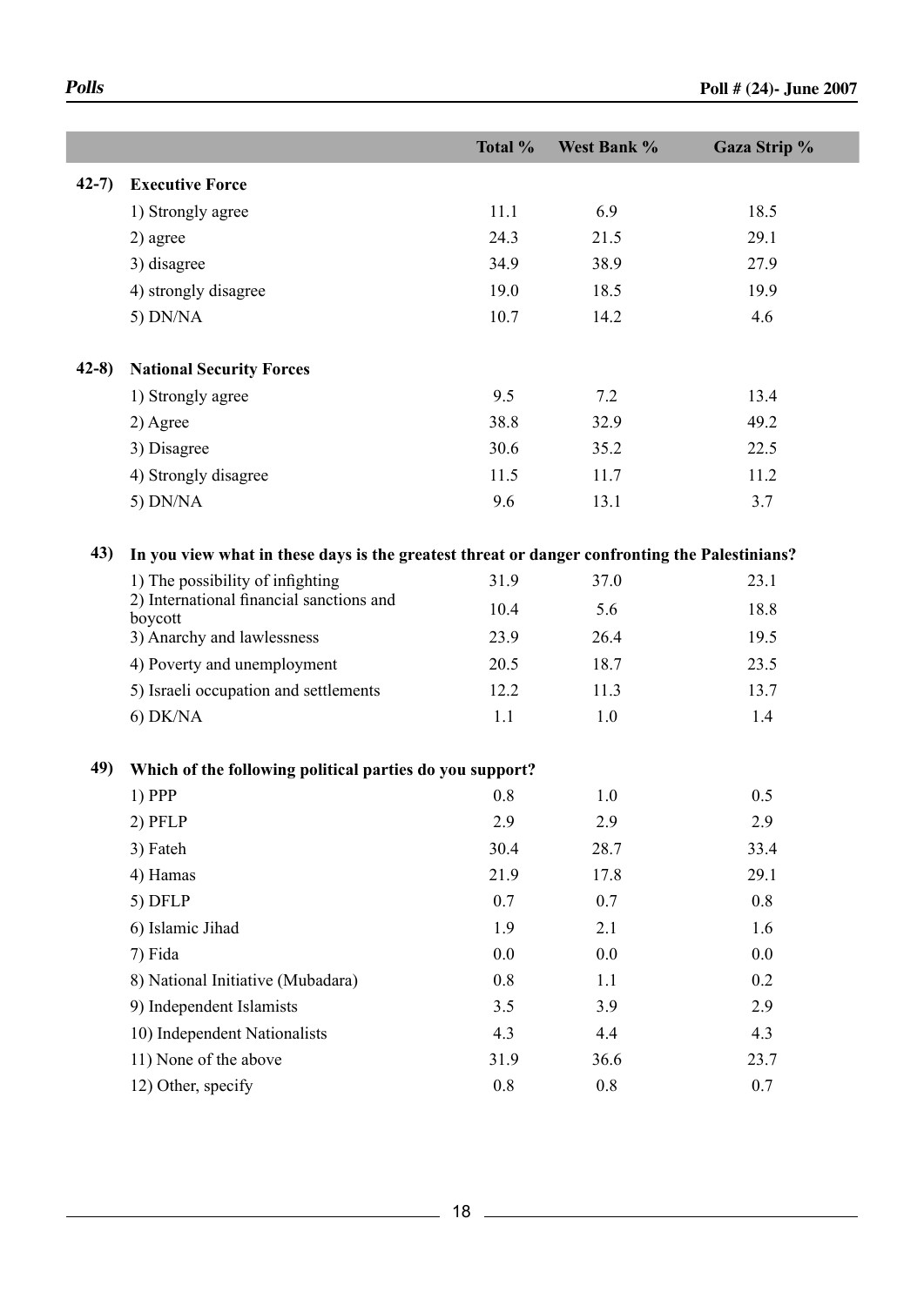| | | Total % | West Bank % | Gaza Strip % |
|---|---|---|---|---|
| **42-7)** | **Executive Force** | | | |
| | 1) Strongly agree | 11.1 | 6.9 | 18.5 |
| | 2) agree | 24.3 | 21.5 | 29.1 |
| | 3) disagree | 34.9 | 38.9 | 27.9 |
| | 4) strongly disagree | 19.0 | 18.5 | 19.9 |
| | 5) DN/NA | 10.7 | 14.2 | 4.6 |
| **42-8)** | **National Security Forces** | | | |
| | 1) Strongly agree | 9.5 | 7.2 | 13.4 |
| | 2) Agree | 38.8 | 32.9 | 49.2 |
| | 3) Disagree | 30.6 | 35.2 | 22.5 |
| | 4) Strongly disagree | 11.5 | 11.7 | 11.2 |
| | 5) DN/NA | 9.6 | 13.1 | 3.7 |
| **43)** | **In you view what in these days is the greatest threat or danger confronting the Palestinians?** | | | |
| | 1) The possibility of infighting | 31.9 | 37.0 | 23.1 |
| | 2) International financial sanctions and boycott | 10.4 | 5.6 | 18.8 |
| | 3) Anarchy and lawlessness | 23.9 | 26.4 | 19.5 |
| | 4) Poverty and unemployment | 20.5 | 18.7 | 23.5 |
| | 5) Israeli occupation and settlements | 12.2 | 11.3 | 13.7 |
| | 6) DK/NA | 1.1 | 1.0 | 1.4 |
| **49)** | **Which of the following political parties do you support?** | | | |
| | 1) PPP | 0.8 | 1.0 | 0.5 |
| | 2) PFLP | 2.9 | 2.9 | 2.9 |
| | 3) Fateh | 30.4 | 28.7 | 33.4 |
| | 4) Hamas | 21.9 | 17.8 | 29.1 |
| | 5) DFLP | 0.7 | 0.7 | 0.8 |
| | 6) Islamic Jihad | 1.9 | 2.1 | 1.6 |
| | 7) Fida | 0.0 | 0.0 | 0.0 |
| | 8) National Initiative (Mubadara) | 0.8 | 1.1 | 0.2 |
| | 9) Independent Islamists | 3.5 | 3.9 | 2.9 |
| | 10) Independent Nationalists | 4.3 | 4.4 | 4.3 |
| | 11) None of the above | 31.9 | 36.6 | 23.7 |
| | 12) Other, specify | 0.8 | 0.8 | 0.7 |